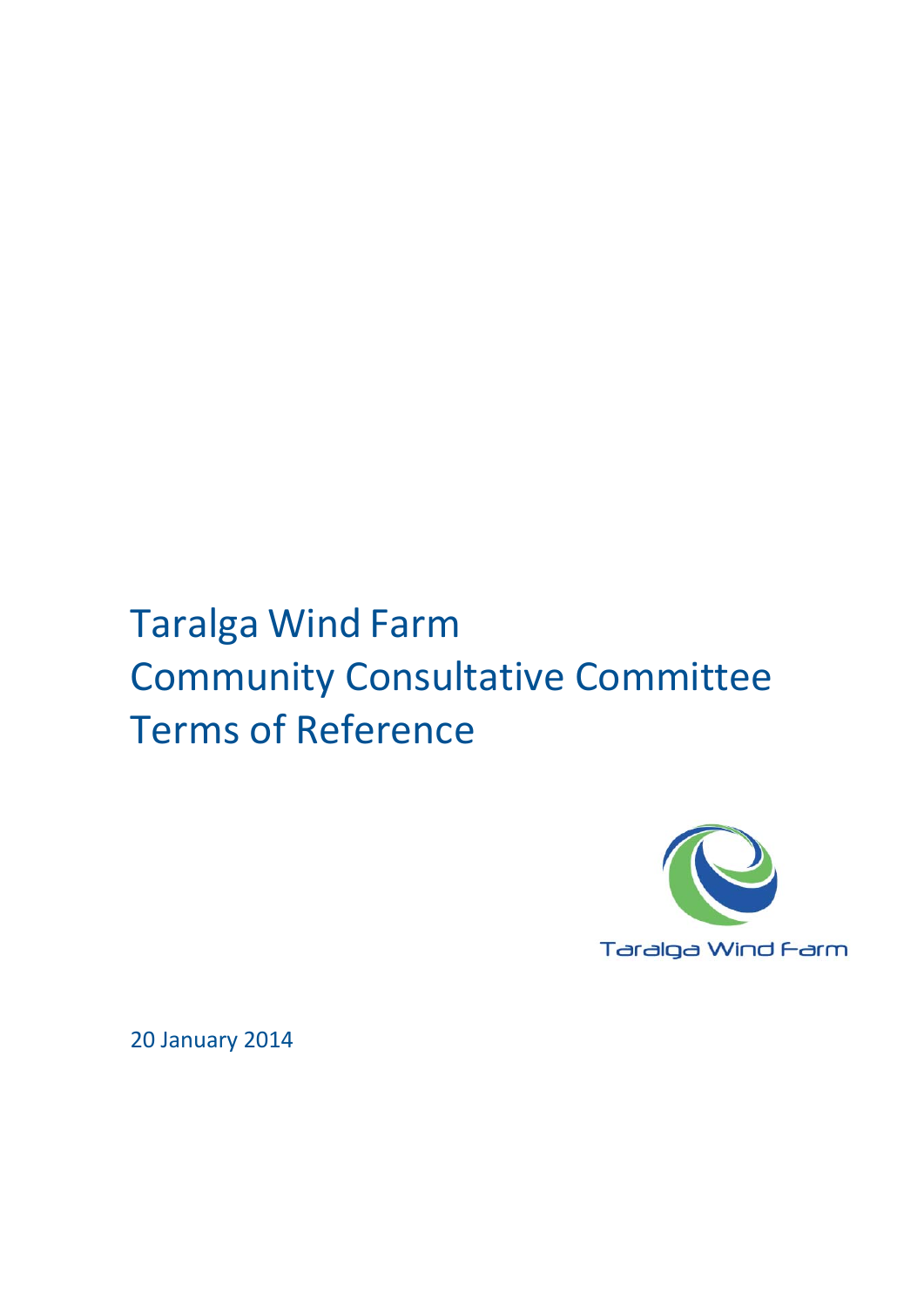# Taralga Wind Farm
# Community Consultative Committee
# Terms of Reference

Taralga Wind Farm

20 January 2014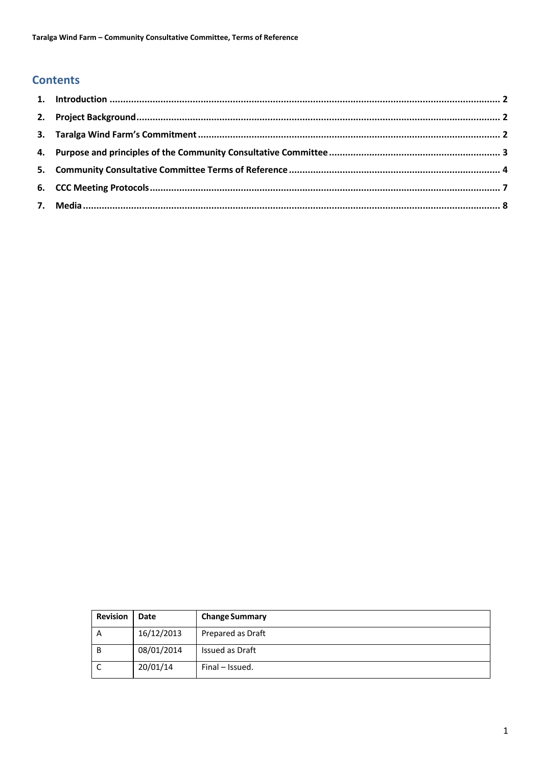## Contents

1. **Introduction** .......... 2
2. **Project Background** .......... 2
3. **Taralga Wind Farm's Commitment** .......... 2
4. **Purpose and principles of the Community Consultative Committee** .......... 3
5. **Community Consultative Committee Terms of Reference** .......... 4
6. **CCC Meeting Protocols** .......... 7
7. **Media** .......... 8

| Revision | Date | Change Summary |
| --- | --- | --- |
| A | 16/12/2013 | Prepared as Draft |
| B | 08/01/2014 | Issued as Draft |
| C | 20/01/14 | Final – Issued. |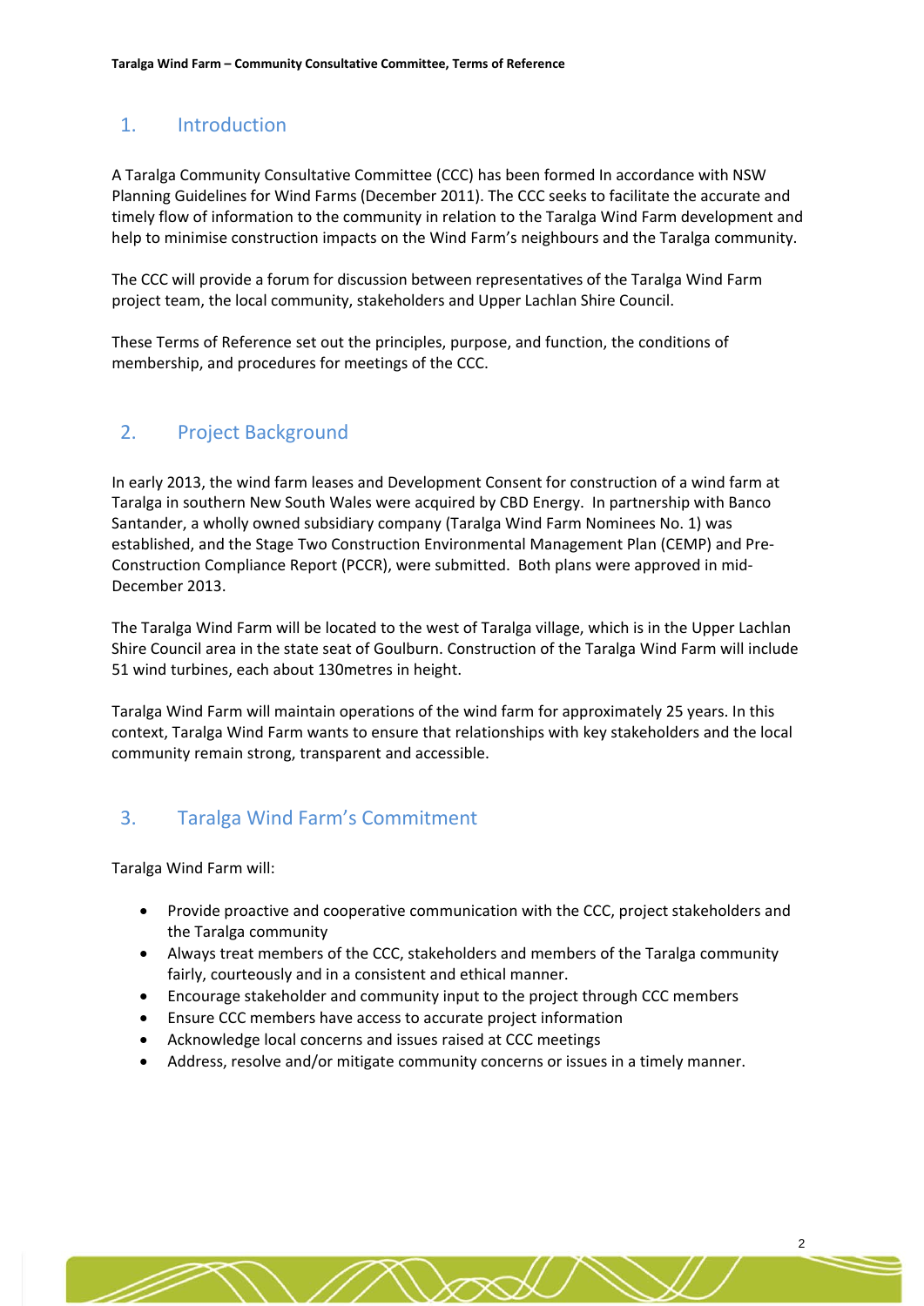## 1. Introduction

A Taralga Community Consultative Committee (CCC) has been formed In accordance with NSW Planning Guidelines for Wind Farms (December 2011). The CCC seeks to facilitate the accurate and timely flow of information to the community in relation to the Taralga Wind Farm development and help to minimise construction impacts on the Wind Farm's neighbours and the Taralga community.

The CCC will provide a forum for discussion between representatives of the Taralga Wind Farm project team, the local community, stakeholders and Upper Lachlan Shire Council.

These Terms of Reference set out the principles, purpose, and function, the conditions of membership, and procedures for meetings of the CCC.

## 2. Project Background

In early 2013, the wind farm leases and Development Consent for construction of a wind farm at Taralga in southern New South Wales were acquired by CBD Energy. In partnership with Banco Santander, a wholly owned subsidiary company (Taralga Wind Farm Nominees No. 1) was established, and the Stage Two Construction Environmental Management Plan (CEMP) and Pre-Construction Compliance Report (PCCR), were submitted. Both plans were approved in mid-December 2013.

The Taralga Wind Farm will be located to the west of Taralga village, which is in the Upper Lachlan Shire Council area in the state seat of Goulburn. Construction of the Taralga Wind Farm will include 51 wind turbines, each about 130metres in height.

Taralga Wind Farm will maintain operations of the wind farm for approximately 25 years. In this context, Taralga Wind Farm wants to ensure that relationships with key stakeholders and the local community remain strong, transparent and accessible.

## 3. Taralga Wind Farm's Commitment

Taralga Wind Farm will:

- Provide proactive and cooperative communication with the CCC, project stakeholders and the Taralga community
- Always treat members of the CCC, stakeholders and members of the Taralga community fairly, courteously and in a consistent and ethical manner.
- Encourage stakeholder and community input to the project through CCC members
- Ensure CCC members have access to accurate project information
- Acknowledge local concerns and issues raised at CCC meetings
- Address, resolve and/or mitigate community concerns or issues in a timely manner.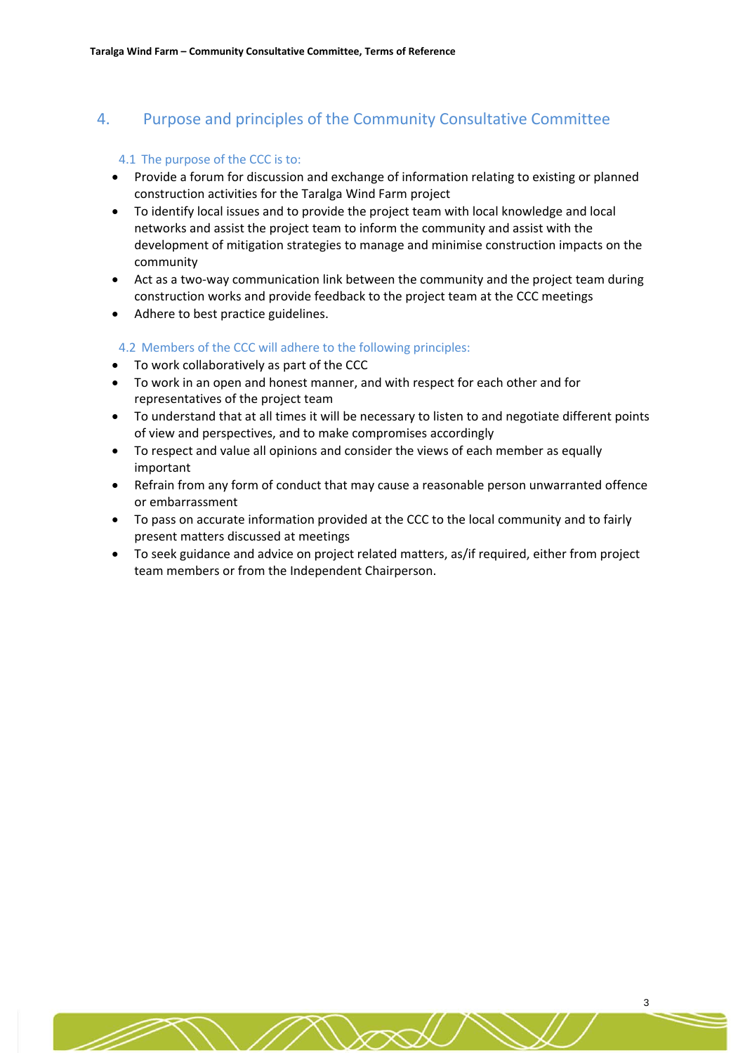## 4. Purpose and principles of the Community Consultative Committee

### 4.1 The purpose of the CCC is to:

- Provide a forum for discussion and exchange of information relating to existing or planned construction activities for the Taralga Wind Farm project
- To identify local issues and to provide the project team with local knowledge and local networks and assist the project team to inform the community and assist with the development of mitigation strategies to manage and minimise construction impacts on the community
- Act as a two-way communication link between the community and the project team during construction works and provide feedback to the project team at the CCC meetings
- Adhere to best practice guidelines.

### 4.2 Members of the CCC will adhere to the following principles:

- To work collaboratively as part of the CCC
- To work in an open and honest manner, and with respect for each other and for representatives of the project team
- To understand that at all times it will be necessary to listen to and negotiate different points of view and perspectives, and to make compromises accordingly
- To respect and value all opinions and consider the views of each member as equally important
- Refrain from any form of conduct that may cause a reasonable person unwarranted offence or embarrassment
- To pass on accurate information provided at the CCC to the local community and to fairly present matters discussed at meetings
- To seek guidance and advice on project related matters, as/if required, either from project team members or from the Independent Chairperson.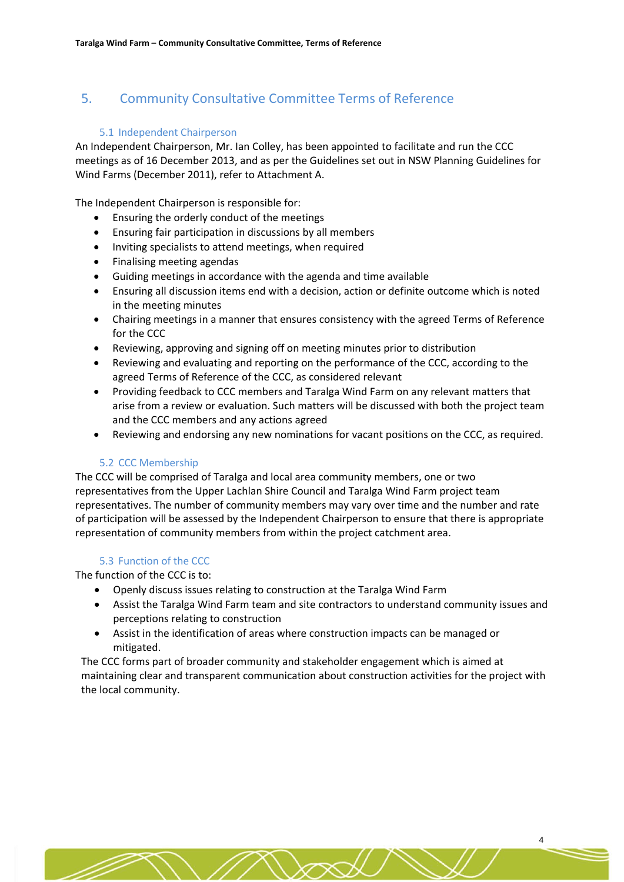## 5. Community Consultative Committee Terms of Reference

### 5.1 Independent Chairperson

An Independent Chairperson, Mr. Ian Colley, has been appointed to facilitate and run the CCC meetings as of 16 December 2013, and as per the Guidelines set out in NSW Planning Guidelines for Wind Farms (December 2011), refer to Attachment A.

The Independent Chairperson is responsible for:

- Ensuring the orderly conduct of the meetings
- Ensuring fair participation in discussions by all members
- Inviting specialists to attend meetings, when required
- Finalising meeting agendas
- Guiding meetings in accordance with the agenda and time available
- Ensuring all discussion items end with a decision, action or definite outcome which is noted in the meeting minutes
- Chairing meetings in a manner that ensures consistency with the agreed Terms of Reference for the CCC
- Reviewing, approving and signing off on meeting minutes prior to distribution
- Reviewing and evaluating and reporting on the performance of the CCC, according to the agreed Terms of Reference of the CCC, as considered relevant
- Providing feedback to CCC members and Taralga Wind Farm on any relevant matters that arise from a review or evaluation. Such matters will be discussed with both the project team and the CCC members and any actions agreed
- Reviewing and endorsing any new nominations for vacant positions on the CCC, as required.

### 5.2 CCC Membership

The CCC will be comprised of Taralga and local area community members, one or two representatives from the Upper Lachlan Shire Council and Taralga Wind Farm project team representatives. The number of community members may vary over time and the number and rate of participation will be assessed by the Independent Chairperson to ensure that there is appropriate representation of community members from within the project catchment area.

### 5.3 Function of the CCC

The function of the CCC is to:

- Openly discuss issues relating to construction at the Taralga Wind Farm
- Assist the Taralga Wind Farm team and site contractors to understand community issues and perceptions relating to construction
- Assist in the identification of areas where construction impacts can be managed or mitigated.

The CCC forms part of broader community and stakeholder engagement which is aimed at maintaining clear and transparent communication about construction activities for the project with the local community.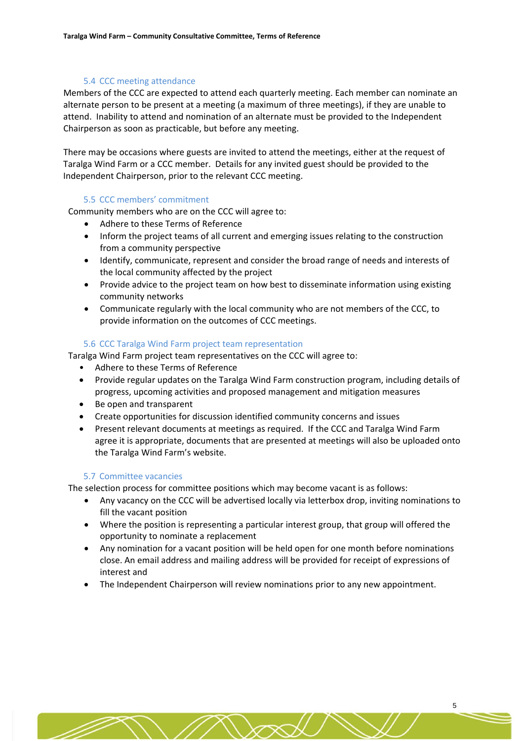### 5.4 CCC meeting attendance

Members of the CCC are expected to attend each quarterly meeting. Each member can nominate an alternate person to be present at a meeting (a maximum of three meetings), if they are unable to attend. Inability to attend and nomination of an alternate must be provided to the Independent Chairperson as soon as practicable, but before any meeting.

There may be occasions where guests are invited to attend the meetings, either at the request of Taralga Wind Farm or a CCC member. Details for any invited guest should be provided to the Independent Chairperson, prior to the relevant CCC meeting.

### 5.5 CCC members' commitment

Community members who are on the CCC will agree to:

- Adhere to these Terms of Reference
- Inform the project teams of all current and emerging issues relating to the construction from a community perspective
- Identify, communicate, represent and consider the broad range of needs and interests of the local community affected by the project
- Provide advice to the project team on how best to disseminate information using existing community networks
- Communicate regularly with the local community who are not members of the CCC, to provide information on the outcomes of CCC meetings.

### 5.6 CCC Taralga Wind Farm project team representation

Taralga Wind Farm project team representatives on the CCC will agree to:

- Adhere to these Terms of Reference
- Provide regular updates on the Taralga Wind Farm construction program, including details of progress, upcoming activities and proposed management and mitigation measures
- Be open and transparent
- Create opportunities for discussion identified community concerns and issues
- Present relevant documents at meetings as required. If the CCC and Taralga Wind Farm agree it is appropriate, documents that are presented at meetings will also be uploaded onto the Taralga Wind Farm's website.

### 5.7 Committee vacancies

The selection process for committee positions which may become vacant is as follows:

- Any vacancy on the CCC will be advertised locally via letterbox drop, inviting nominations to fill the vacant position
- Where the position is representing a particular interest group, that group will offered the opportunity to nominate a replacement
- Any nomination for a vacant position will be held open for one month before nominations close. An email address and mailing address will be provided for receipt of expressions of interest and
- The Independent Chairperson will review nominations prior to any new appointment.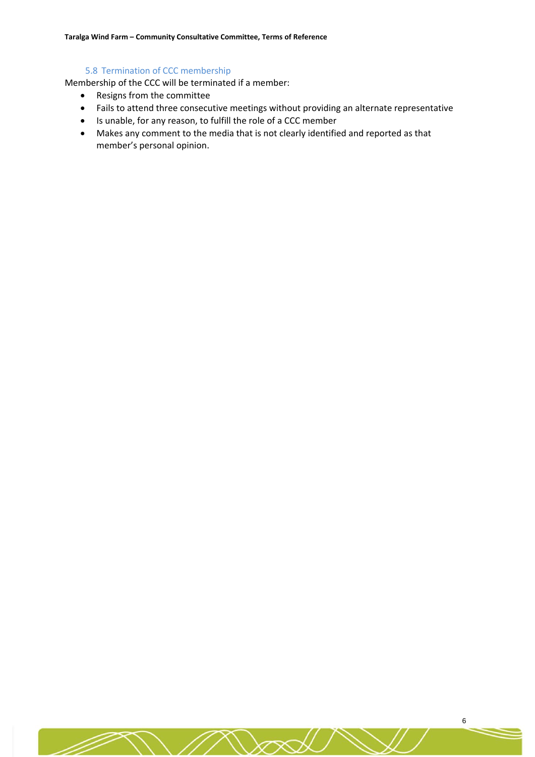### 5.8 Termination of CCC membership

Membership of the CCC will be terminated if a member:

- Resigns from the committee
- Fails to attend three consecutive meetings without providing an alternate representative
- Is unable, for any reason, to fulfill the role of a CCC member
- Makes any comment to the media that is not clearly identified and reported as that member's personal opinion.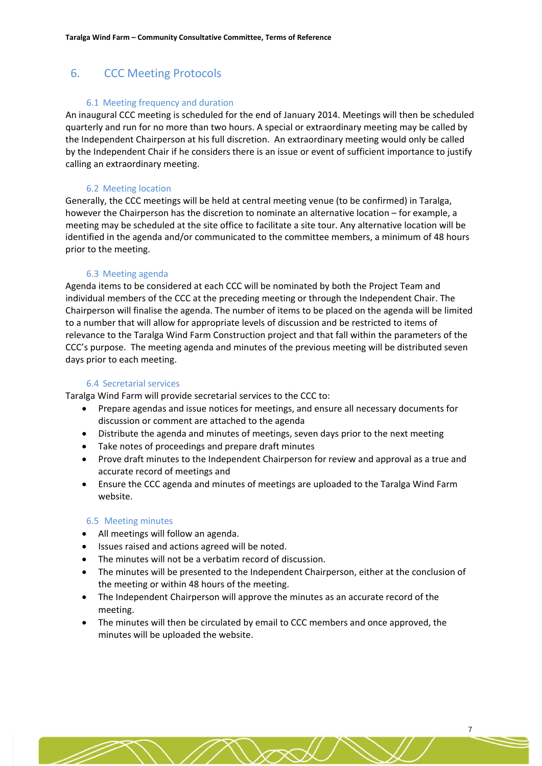## 6. CCC Meeting Protocols

### 6.1 Meeting frequency and duration

An inaugural CCC meeting is scheduled for the end of January 2014. Meetings will then be scheduled quarterly and run for no more than two hours. A special or extraordinary meeting may be called by the Independent Chairperson at his full discretion. An extraordinary meeting would only be called by the Independent Chair if he considers there is an issue or event of sufficient importance to justify calling an extraordinary meeting.

### 6.2 Meeting location

Generally, the CCC meetings will be held at central meeting venue (to be confirmed) in Taralga, however the Chairperson has the discretion to nominate an alternative location – for example, a meeting may be scheduled at the site office to facilitate a site tour. Any alternative location will be identified in the agenda and/or communicated to the committee members, a minimum of 48 hours prior to the meeting.

### 6.3 Meeting agenda

Agenda items to be considered at each CCC will be nominated by both the Project Team and individual members of the CCC at the preceding meeting or through the Independent Chair. The Chairperson will finalise the agenda. The number of items to be placed on the agenda will be limited to a number that will allow for appropriate levels of discussion and be restricted to items of relevance to the Taralga Wind Farm Construction project and that fall within the parameters of the CCC's purpose. The meeting agenda and minutes of the previous meeting will be distributed seven days prior to each meeting.

### 6.4 Secretarial services

Taralga Wind Farm will provide secretarial services to the CCC to:

- Prepare agendas and issue notices for meetings, and ensure all necessary documents for discussion or comment are attached to the agenda
- Distribute the agenda and minutes of meetings, seven days prior to the next meeting
- Take notes of proceedings and prepare draft minutes
- Prove draft minutes to the Independent Chairperson for review and approval as a true and accurate record of meetings and
- Ensure the CCC agenda and minutes of meetings are uploaded to the Taralga Wind Farm website.

### 6.5 Meeting minutes

- All meetings will follow an agenda.
- Issues raised and actions agreed will be noted.
- The minutes will not be a verbatim record of discussion.
- The minutes will be presented to the Independent Chairperson, either at the conclusion of the meeting or within 48 hours of the meeting.
- The Independent Chairperson will approve the minutes as an accurate record of the meeting.
- The minutes will then be circulated by email to CCC members and once approved, the minutes will be uploaded the website.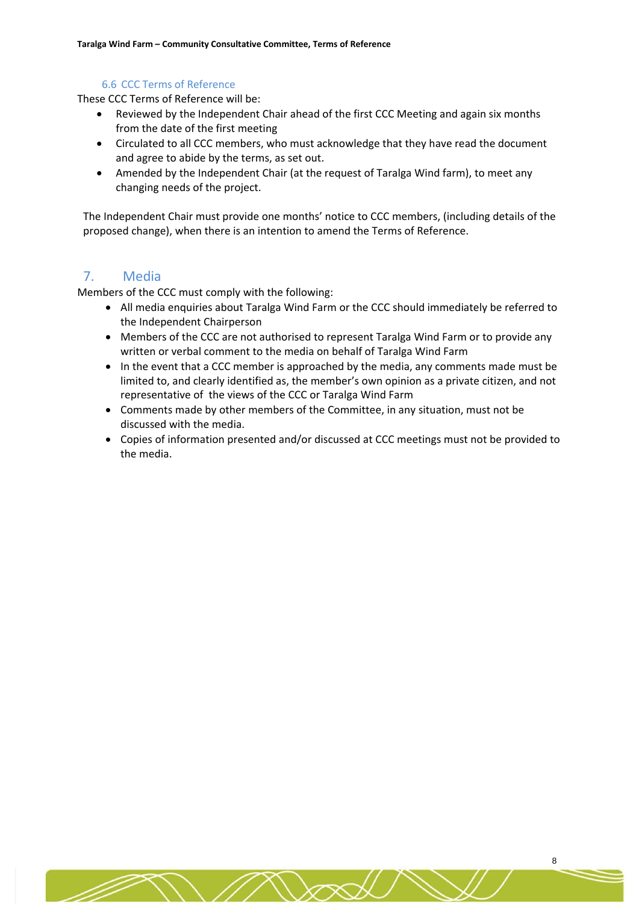### 6.6 CCC Terms of Reference

These CCC Terms of Reference will be:

- Reviewed by the Independent Chair ahead of the first CCC Meeting and again six months from the date of the first meeting
- Circulated to all CCC members, who must acknowledge that they have read the document and agree to abide by the terms, as set out.
- Amended by the Independent Chair (at the request of Taralga Wind farm), to meet any changing needs of the project.

The Independent Chair must provide one months' notice to CCC members, (including details of the proposed change), when there is an intention to amend the Terms of Reference.

## 7. Media

Members of the CCC must comply with the following:

- All media enquiries about Taralga Wind Farm or the CCC should immediately be referred to the Independent Chairperson
- Members of the CCC are not authorised to represent Taralga Wind Farm or to provide any written or verbal comment to the media on behalf of Taralga Wind Farm
- In the event that a CCC member is approached by the media, any comments made must be limited to, and clearly identified as, the member's own opinion as a private citizen, and not representative of the views of the CCC or Taralga Wind Farm
- Comments made by other members of the Committee, in any situation, must not be discussed with the media.
- Copies of information presented and/or discussed at CCC meetings must not be provided to the media.